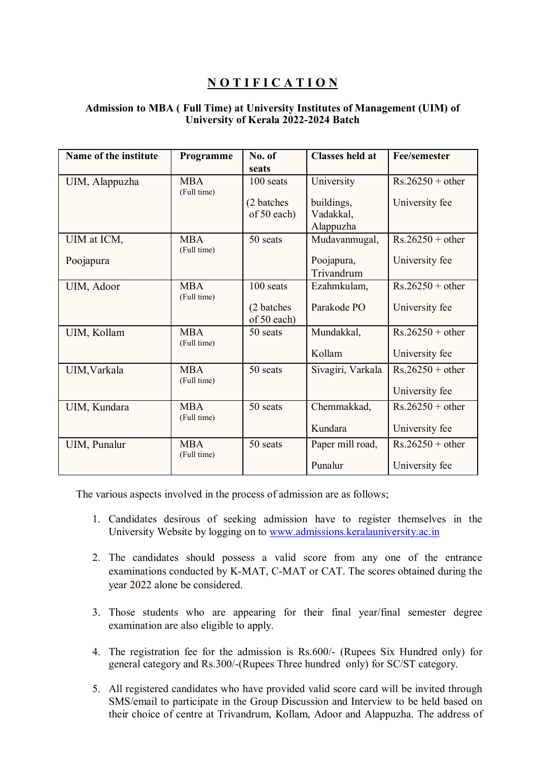# NOTIFICATION

**Admission to MBA ( Full Time) at University Institutes of Management (UIM) of University of Kerala 2022-2024 Batch**

| Name of the institute | Programme | No. of seats | Classes held at | Fee/semester |
|---|---|---|---|---|
| UIM, Alappuzha | MBA (Full time) | 100 seats (2 batches of 50 each) | University buildings, Vadakkal, Alappuzha | Rs.26250 + other University fee |
| UIM at ICM, Poojapura | MBA (Full time) | 50 seats | Mudavanmugal, Poojapura, Trivandrum | Rs.26250 + other University fee |
| UIM, Adoor | MBA (Full time) | 100 seats (2 batches of 50 each) | Ezahmkulam, Parakode PO | Rs.26250 + other University fee |
| UIM, Kollam | MBA (Full time) | 50 seats | Mundakkal, Kollam | Rs.26250 + other University fee |
| UIM,Varkala | MBA (Full time) | 50 seats | Sivagiri, Varkala | Rs.26250 + other University fee |
| UIM, Kundara | MBA (Full time) | 50 seats | Chemmakkad, Kundara | Rs.26250 + other University fee |
| UIM, Punalur | MBA (Full time) | 50 seats | Paper mill road, Punalur | Rs.26250 + other University fee |

The various aspects involved in the process of admission are as follows;

1. Candidates desirous of seeking admission have to register themselves in the University Website by logging on to www.admissions.keralauniversity.ac.in

2. The candidates should possess a valid score from any one of the entrance examinations conducted by K-MAT, C-MAT or CAT. The scores obtained during the year 2022 alone be considered.

3. Those students who are appearing for their final year/final semester degree examination are also eligible to apply.

4. The registration fee for the admission is Rs.600/- (Rupees Six Hundred only) for general category and Rs.300/-(Rupees Three hundred only) for SC/ST category.

5. All registered candidates who have provided valid score card will be invited through SMS/email to participate in the Group Discussion and Interview to be held based on their choice of centre at Trivandrum, Kollam, Adoor and Alappuzha. The address of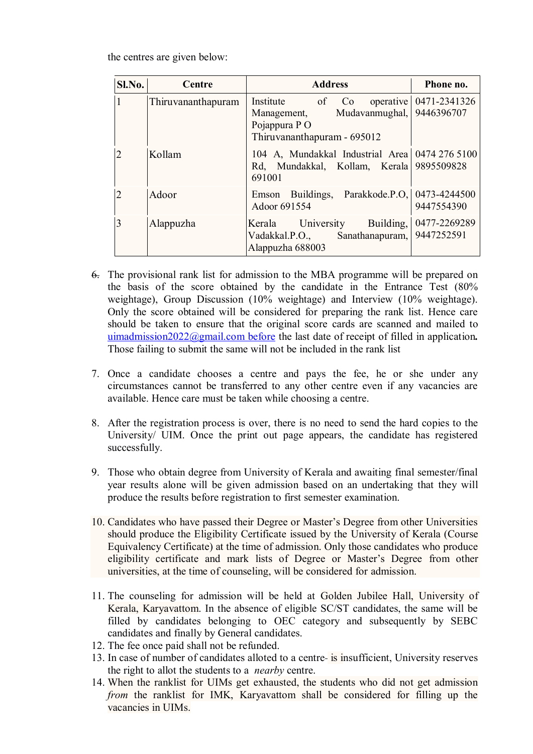the centres are given below:

| Sl.No. | Centre | Address | Phone no. |
|---|---|---|---|
| 1 | Thiruvananthapuram | Institute of Co operative Management, Mudavanmughal, Pojappura P O Thiruvananthapuram - 695012 | 0471-2341326 9446396707 |
| 2 | Kollam | 104 A, Mundakkal Industrial Area Rd, Mundakkal, Kollam, Kerala 691001 | 0474 276 5100 9895509828 |
| 2 | Adoor | Emson Buildings, Parakkode.P.O, Adoor 691554 | 0473-4244500 9447554390 |
| 3 | Alappuzha | Kerala University Building, Vadakkal.P.O., Sanathanapuram, Alappuzha 688003 | 0477-2269289 9447252591 |

6. The provisional rank list for admission to the MBA programme will be prepared on the basis of the score obtained by the candidate in the Entrance Test (80% weightage), Group Discussion (10% weightage) and Interview (10% weightage). Only the score obtained will be considered for preparing the rank list. Hence care should be taken to ensure that the original score cards are scanned and mailed to uimadmission2022@gmail.com before the last date of receipt of filled in application**.** Those failing to submit the same will not be included in the rank list

7. Once a candidate chooses a centre and pays the fee, he or she under any circumstances cannot be transferred to any other centre even if any vacancies are available. Hence care must be taken while choosing a centre.

8. After the registration process is over, there is no need to send the hard copies to the University/ UIM. Once the print out page appears, the candidate has registered successfully.

9. Those who obtain degree from University of Kerala and awaiting final semester/final year results alone will be given admission based on an undertaking that they will produce the results before registration to first semester examination.

10. Candidates who have passed their Degree or Master's Degree from other Universities should produce the Eligibility Certificate issued by the University of Kerala (Course Equivalency Certificate) at the time of admission. Only those candidates who produce eligibility certificate and mark lists of Degree or Master's Degree from other universities, at the time of counseling, will be considered for admission.

11. The counseling for admission will be held at Golden Jubilee Hall, University of Kerala, Karyavattom. In the absence of eligible SC/ST candidates, the same will be filled by candidates belonging to OEC category and subsequently by SEBC candidates and finally by General candidates.
12. The fee once paid shall not be refunded.
13. In case of number of candidates alloted to a centre- is insufficient, University reserves the right to allot the students to a *nearby* centre.
14. When the ranklist for UIMs get exhausted, the students who did not get admission *from* the ranklist for IMK, Karyavattom shall be considered for filling up the vacancies in UIMs.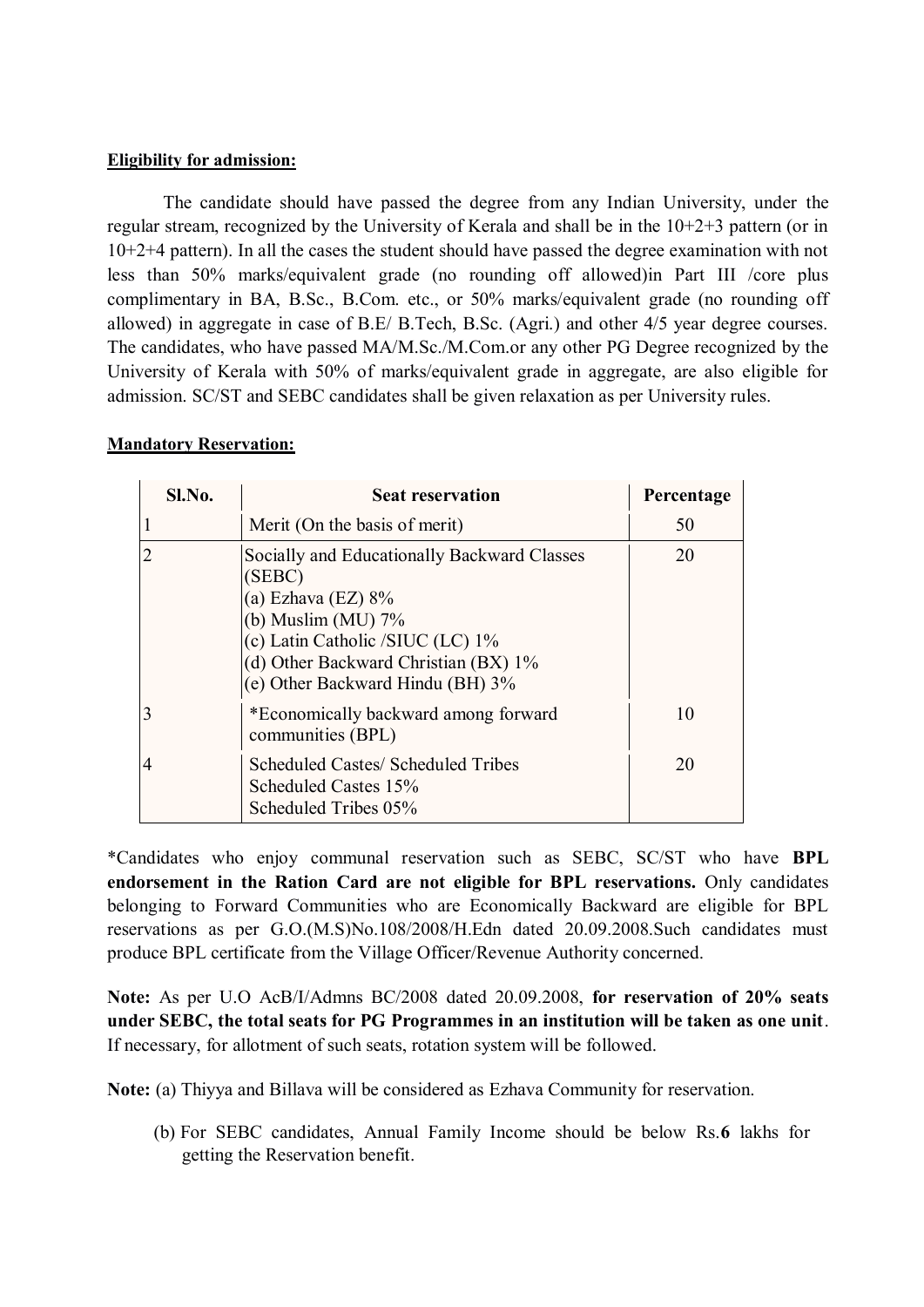**Eligibility for admission:**

The candidate should have passed the degree from any Indian University, under the regular stream, recognized by the University of Kerala and shall be in the 10+2+3 pattern (or in 10+2+4 pattern). In all the cases the student should have passed the degree examination with not less than 50% marks/equivalent grade (no rounding off allowed)in Part III /core plus complimentary in BA, B.Sc., B.Com. etc., or 50% marks/equivalent grade (no rounding off allowed) in aggregate in case of B.E/ B.Tech, B.Sc. (Agri.) and other 4/5 year degree courses. The candidates, who have passed MA/M.Sc./M.Com.or any other PG Degree recognized by the University of Kerala with 50% of marks/equivalent grade in aggregate, are also eligible for admission. SC/ST and SEBC candidates shall be given relaxation as per University rules.

**Mandatory Reservation:**

| Sl.No. | Seat reservation | Percentage |
|---|---|---|
| 1 | Merit (On the basis of merit) | 50 |
| 2 | Socially and Educationally Backward Classes (SEBC)<br>(a) Ezhava (EZ) 8%<br>(b) Muslim (MU) 7%<br>(c) Latin Catholic /SIUC (LC) 1%<br>(d) Other Backward Christian (BX) 1%<br>(e) Other Backward Hindu (BH) 3% | 20 |
| 3 | *Economically backward among forward communities (BPL) | 10 |
| 4 | Scheduled Castes/ Scheduled Tribes<br>Scheduled Castes 15%<br>Scheduled Tribes 05% | 20 |

*Candidates who enjoy communal reservation such as SEBC, SC/ST who have **BPL endorsement in the Ration Card are not eligible for BPL reservations.** Only candidates belonging to Forward Communities who are Economically Backward are eligible for BPL reservations as per G.O.(M.S)No.108/2008/H.Edn dated 20.09.2008.Such candidates must produce BPL certificate from the Village Officer/Revenue Authority concerned.

**Note:** As per U.O AcB/I/Admns BC/2008 dated 20.09.2008, **for reservation of 20% seats under SEBC, the total seats for PG Programmes in an institution will be taken as one unit**. If necessary, for allotment of such seats, rotation system will be followed.

**Note:** (a) Thiyya and Billava will be considered as Ezhava Community for reservation.

(b) For SEBC candidates, Annual Family Income should be below Rs.**6** lakhs for getting the Reservation benefit.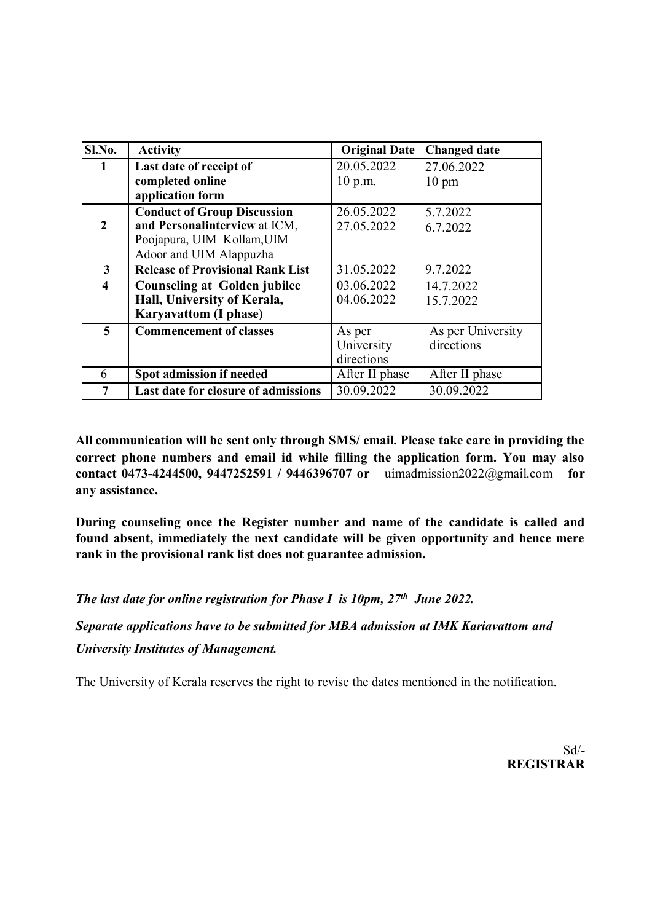| Sl.No. | Activity | Original Date | Changed date |
|---|---|---|---|
| **1** | **Last date of receipt of completed online application form** | 20.05.2022 10 p.m. | 27.06.2022 10 pm |
| **2** | **Conduct of Group Discussion and Personalinterview** at ICM, Poojapura, UIM Kollam,UIM Adoor and UIM Alappuzha | 26.05.2022 27.05.2022 | 5.7.2022 6.7.2022 |
| **3** | **Release of Provisional Rank List** | 31.05.2022 | 9.7.2022 |
| **4** | **Counseling at Golden jubilee Hall, University of Kerala, Karyavattom (I phase)** | 03.06.2022 04.06.2022 | 14.7.2022 15.7.2022 |
| **5** | **Commencement of classes** | As per University directions | As per University directions |
| 6 | **Spot admission if needed** | After II phase | After II phase |
| **7** | **Last date for closure of admissions** | 30.09.2022 | 30.09.2022 |

**All communication will be sent only through SMS/ email. Please take care in providing the correct phone numbers and email id while filling the application form. You may also contact 0473-4244500, 9447252591 / 9446396707 or** uimadmission2022@gmail.com **for any assistance.**

**During counseling once the Register number and name of the candidate is called and found absent, immediately the next candidate will be given opportunity and hence mere rank in the provisional rank list does not guarantee admission.**

***The last date for online registration for Phase I is 10pm, 27th June 2022.***

***Separate applications have to be submitted for MBA admission at IMK Kariavattom and University Institutes of Management.***

The University of Kerala reserves the right to revise the dates mentioned in the notification.

Sd/-
**REGISTRAR**